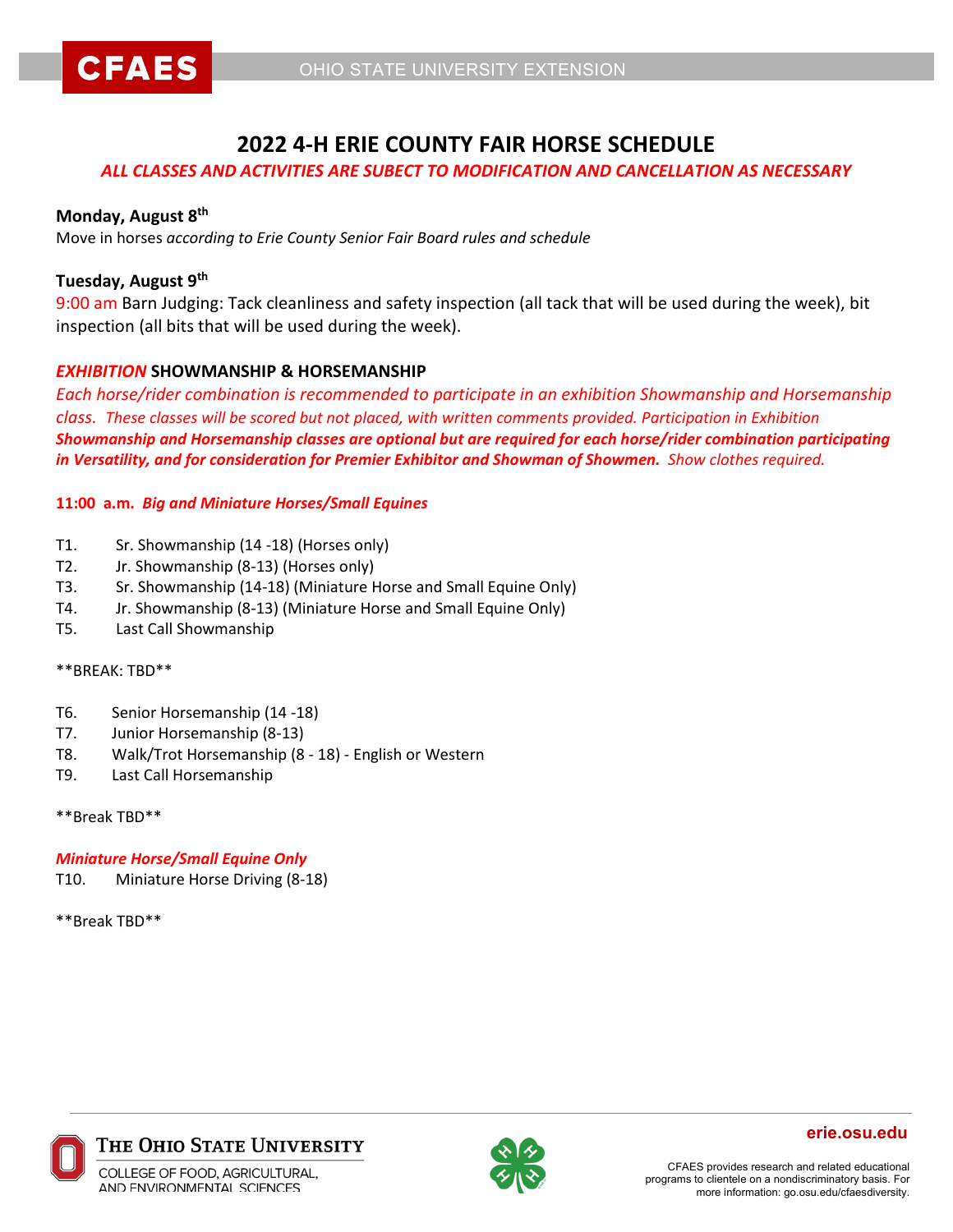# 2022 4-H ERIE COUNTY FAIR HORSE SCHEDULE

*ALL CLASSES AND ACTIVITIES ARE SUBECT TO MODIFICATION AND CANCELLATION AS NECESSARY*

**Monday, August 8th**

Move in horses *according to Erie County Senior Fair Board rules and schedule*

**Tuesday, August 9th**

9:00 am Barn Judging: Tack cleanliness and safety inspection (all tack that will be used during the week), bit inspection (all bits that will be used during the week).

***EXHIBITION* SHOWMANSHIP & HORSEMANSHIP**

*Each horse/rider combination is recommended to participate in an exhibition Showmanship and Horsemanship class. These classes will be scored but not placed, with written comments provided. Participation in Exhibition **Showmanship and Horsemanship classes are optional but are required for each horse/rider combination participating in Versatility, and for consideration for Premier Exhibitor and Showman of Showmen.** Show clothes required.*

**11:00 a.m. *Big and Miniature Horses/Small Equines***

- T1. Sr. Showmanship (14 -18) (Horses only)
- T2. Jr. Showmanship (8-13) (Horses only)
- T3. Sr. Showmanship (14-18) (Miniature Horse and Small Equine Only)
- T4. Jr. Showmanship (8-13) (Miniature Horse and Small Equine Only)
- T5. Last Call Showmanship

**BREAK: TBD**

- T6. Senior Horsemanship (14 -18)
- T7. Junior Horsemanship (8-13)
- T8. Walk/Trot Horsemanship (8 - 18) - English or Western
- T9. Last Call Horsemanship

**Break TBD**

***Miniature Horse/Small Equine Only***

- T10. Miniature Horse Driving (8-18)

**Break TBD**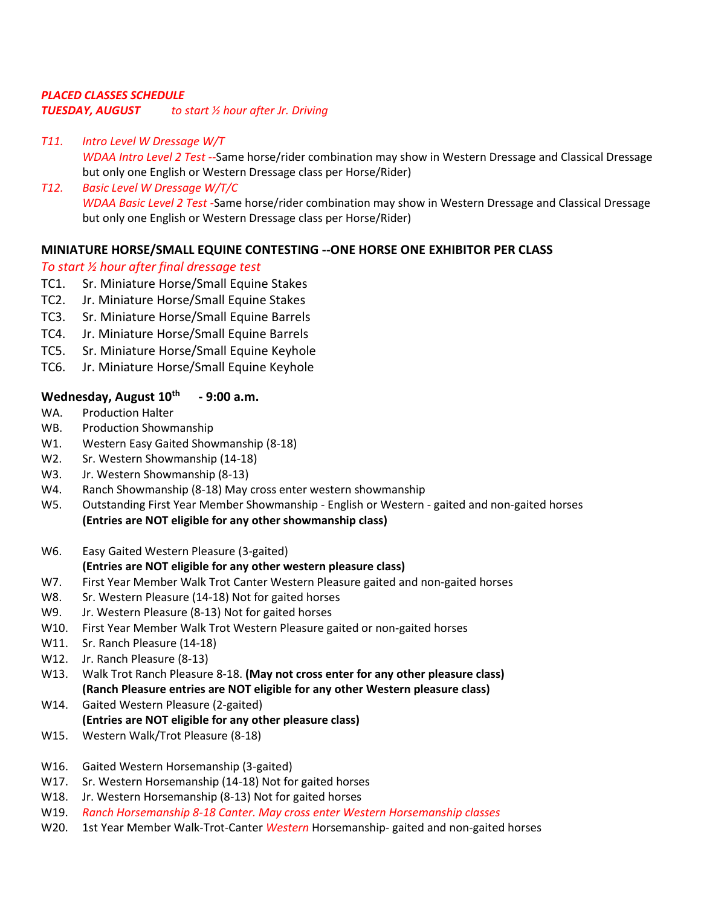***PLACED CLASSES SCHEDULE***
***TUESDAY, AUGUST*** *to start ½ hour after Jr. Driving*

*T11.* *Intro Level W Dressage W/T*
*WDAA Intro Level 2 Test --*Same horse/rider combination may show in Western Dressage and Classical Dressage but only one English or Western Dressage class per Horse/Rider)

*T12.* *Basic Level W Dressage W/T/C*
*WDAA Basic Level 2 Test -*Same horse/rider combination may show in Western Dressage and Classical Dressage but only one English or Western Dressage class per Horse/Rider)

**MINIATURE HORSE/SMALL EQUINE CONTESTING --ONE HORSE ONE EXHIBITOR PER CLASS**

*To start ½ hour after final dressage test*

TC1. Sr. Miniature Horse/Small Equine Stakes
TC2. Jr. Miniature Horse/Small Equine Stakes
TC3. Sr. Miniature Horse/Small Equine Barrels
TC4. Jr. Miniature Horse/Small Equine Barrels
TC5. Sr. Miniature Horse/Small Equine Keyhole
TC6. Jr. Miniature Horse/Small Equine Keyhole

**Wednesday, August 10th - 9:00 a.m.**

WA. Production Halter
WB. Production Showmanship
W1. Western Easy Gaited Showmanship (8-18)
W2. Sr. Western Showmanship (14-18)
W3. Jr. Western Showmanship (8-13)
W4. Ranch Showmanship (8-18) May cross enter western showmanship
W5. Outstanding First Year Member Showmanship - English or Western - gaited and non-gaited horses
**(Entries are NOT eligible for any other showmanship class)**

W6. Easy Gaited Western Pleasure (3-gaited)
**(Entries are NOT eligible for any other western pleasure class)**
W7. First Year Member Walk Trot Canter Western Pleasure gaited and non-gaited horses
W8. Sr. Western Pleasure (14-18) Not for gaited horses
W9. Jr. Western Pleasure (8-13) Not for gaited horses
W10. First Year Member Walk Trot Western Pleasure gaited or non-gaited horses
W11. Sr. Ranch Pleasure (14-18)
W12. Jr. Ranch Pleasure (8-13)
W13. Walk Trot Ranch Pleasure 8-18. **(May not cross enter for any other pleasure class)**
**(Ranch Pleasure entries are NOT eligible for any other Western pleasure class)**
W14. Gaited Western Pleasure (2-gaited)
**(Entries are NOT eligible for any other pleasure class)**
W15. Western Walk/Trot Pleasure (8-18)

W16. Gaited Western Horsemanship (3-gaited)
W17. Sr. Western Horsemanship (14-18) Not for gaited horses
W18. Jr. Western Horsemanship (8-13) Not for gaited horses
W19. *Ranch Horsemanship 8-18 Canter. May cross enter Western Horsemanship classes*
W20. 1st Year Member Walk-Trot-Canter *Western* Horsemanship- gaited and non-gaited horses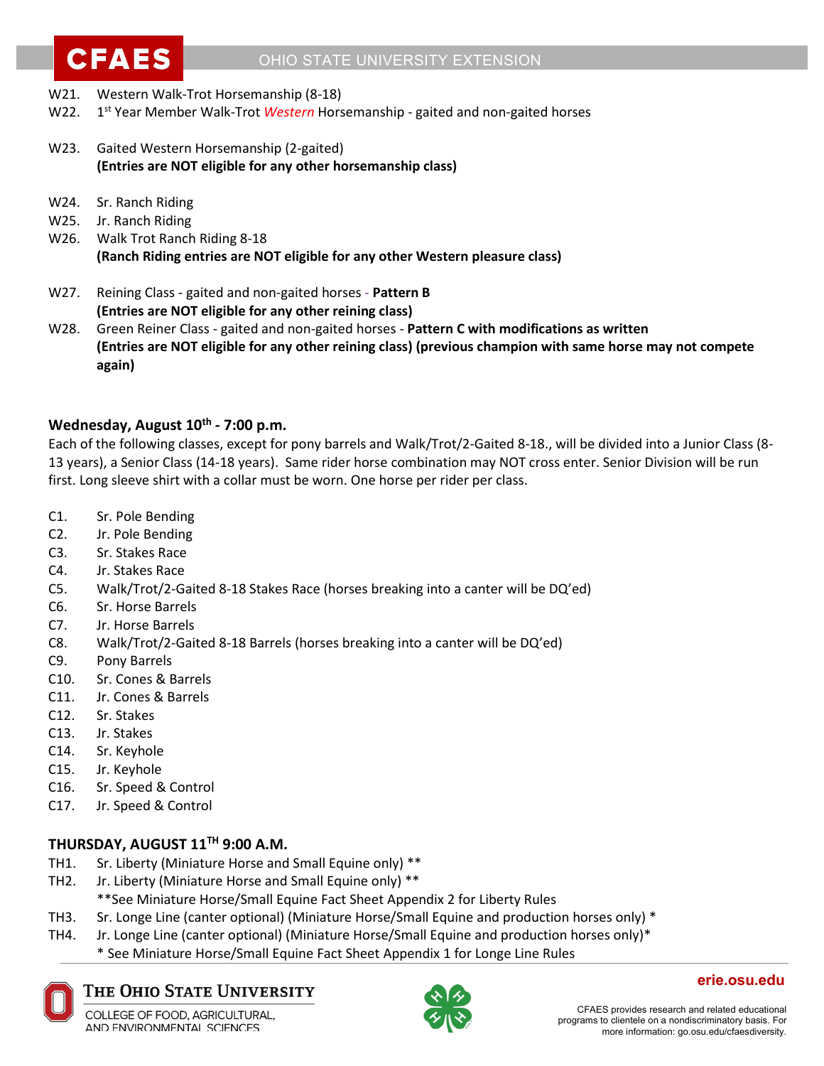W21. Western Walk-Trot Horsemanship (8-18)

W22. 1st Year Member Walk-Trot *Western* Horsemanship - gaited and non-gaited horses

W23. Gaited Western Horsemanship (2-gaited)
**(Entries are NOT eligible for any other horsemanship class)**

W24. Sr. Ranch Riding

W25. Jr. Ranch Riding

W26. Walk Trot Ranch Riding 8-18
**(Ranch Riding entries are NOT eligible for any other Western pleasure class)**

W27. Reining Class - gaited and non-gaited horses - **Pattern B**
**(Entries are NOT eligible for any other reining class)**

W28. Green Reiner Class - gaited and non-gaited horses - **Pattern C with modifications as written**
**(Entries are NOT eligible for any other reining class) (previous champion with same horse may not compete again)**

### Wednesday, August 10th - 7:00 p.m.

Each of the following classes, except for pony barrels and Walk/Trot/2-Gaited 8-18., will be divided into a Junior Class (8-13 years), a Senior Class (14-18 years). Same rider horse combination may NOT cross enter. Senior Division will be run first. Long sleeve shirt with a collar must be worn. One horse per rider per class.

C1. Sr. Pole Bending

C2. Jr. Pole Bending

C3. Sr. Stakes Race

C4. Jr. Stakes Race

C5. Walk/Trot/2-Gaited 8-18 Stakes Race (horses breaking into a canter will be DQ'ed)

C6. Sr. Horse Barrels

C7. Jr. Horse Barrels

C8. Walk/Trot/2-Gaited 8-18 Barrels (horses breaking into a canter will be DQ'ed)

C9. Pony Barrels

C10. Sr. Cones & Barrels

C11. Jr. Cones & Barrels

C12. Sr. Stakes

C13. Jr. Stakes

C14. Sr. Keyhole

C15. Jr. Keyhole

C16. Sr. Speed & Control

C17. Jr. Speed & Control

### THURSDAY, AUGUST 11TH 9:00 A.M.

TH1. Sr. Liberty (Miniature Horse and Small Equine only) **

TH2. Jr. Liberty (Miniature Horse and Small Equine only) **
**See Miniature Horse/Small Equine Fact Sheet Appendix 2 for Liberty Rules

TH3. Sr. Longe Line (canter optional) (Miniature Horse/Small Equine and production horses only) *

TH4. Jr. Longe Line (canter optional) (Miniature Horse/Small Equine and production horses only)*
* See Miniature Horse/Small Equine Fact Sheet Appendix 1 for Longe Line Rules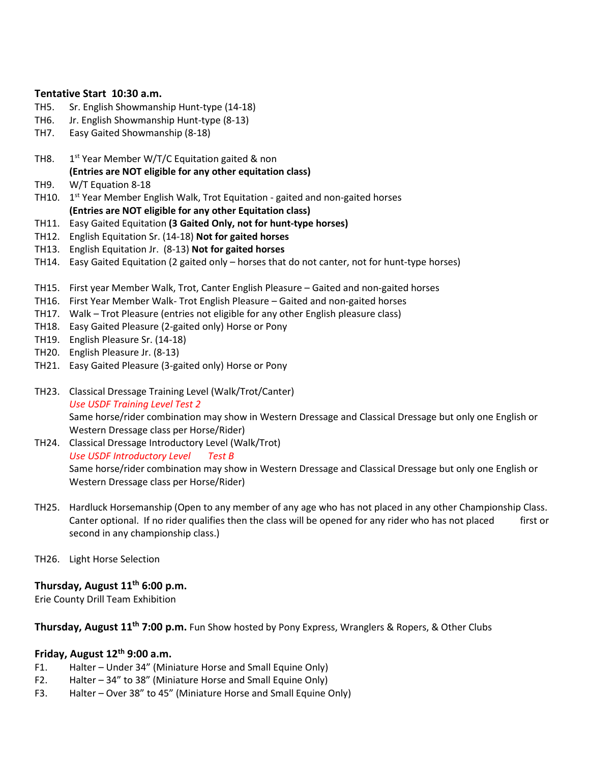**Tentative Start 10:30 a.m.**

TH5. Sr. English Showmanship Hunt-type (14-18)
TH6. Jr. English Showmanship Hunt-type (8-13)
TH7. Easy Gaited Showmanship (8-18)

TH8. 1st Year Member W/T/C Equitation gaited & non
**(Entries are NOT eligible for any other equitation class)**
TH9. W/T Equation 8-18
TH10. 1st Year Member English Walk, Trot Equitation - gaited and non-gaited horses
**(Entries are NOT eligible for any other Equitation class)**
TH11. Easy Gaited Equitation **(3 Gaited Only, not for hunt-type horses)**
TH12. English Equitation Sr. (14-18) **Not for gaited horses**
TH13. English Equitation Jr. (8-13) **Not for gaited horses**
TH14. Easy Gaited Equitation (2 gaited only – horses that do not canter, not for hunt-type horses)

TH15. First year Member Walk, Trot, Canter English Pleasure – Gaited and non-gaited horses
TH16. First Year Member Walk- Trot English Pleasure – Gaited and non-gaited horses
TH17. Walk – Trot Pleasure (entries not eligible for any other English pleasure class)
TH18. Easy Gaited Pleasure (2-gaited only) Horse or Pony
TH19. English Pleasure Sr. (14-18)
TH20. English Pleasure Jr. (8-13)
TH21. Easy Gaited Pleasure (3-gaited only) Horse or Pony

TH23. Classical Dressage Training Level (Walk/Trot/Canter)
*Use USDF Training Level Test 2*
Same horse/rider combination may show in Western Dressage and Classical Dressage but only one English or Western Dressage class per Horse/Rider)
TH24. Classical Dressage Introductory Level (Walk/Trot)
*Use USDF Introductory Level Test B*
Same horse/rider combination may show in Western Dressage and Classical Dressage but only one English or Western Dressage class per Horse/Rider)

TH25. Hardluck Horsemanship (Open to any member of any age who has not placed in any other Championship Class. Canter optional. If no rider qualifies then the class will be opened for any rider who has not placed first or second in any championship class.)

TH26. Light Horse Selection

**Thursday, August 11th 6:00 p.m.**
Erie County Drill Team Exhibition

**Thursday, August 11th 7:00 p.m.** Fun Show hosted by Pony Express, Wranglers & Ropers, & Other Clubs

**Friday, August 12th 9:00 a.m.**

F1. Halter – Under 34" (Miniature Horse and Small Equine Only)
F2. Halter – 34" to 38" (Miniature Horse and Small Equine Only)
F3. Halter – Over 38" to 45" (Miniature Horse and Small Equine Only)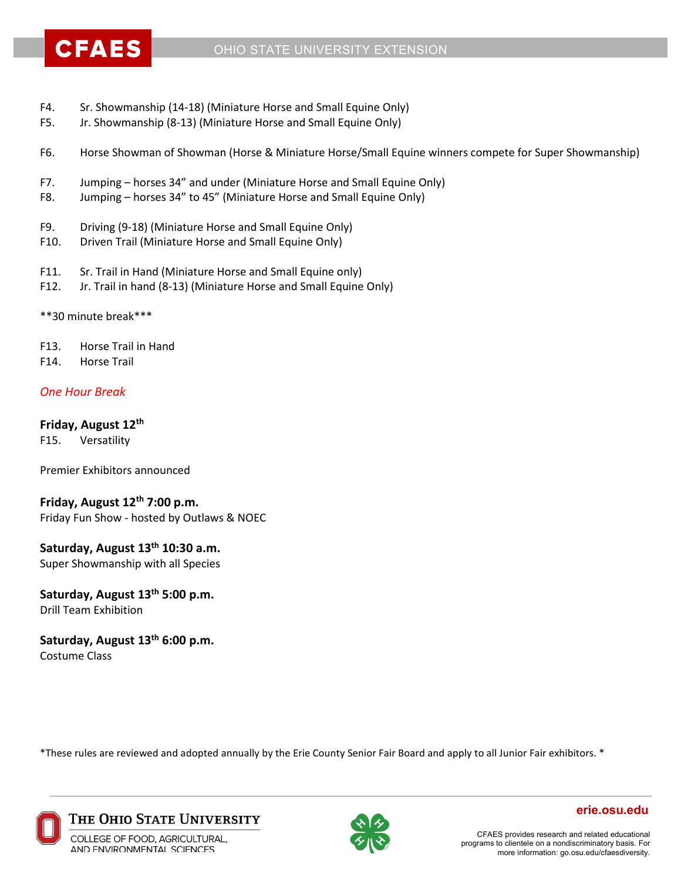F4. Sr. Showmanship (14-18) (Miniature Horse and Small Equine Only)
F5. Jr. Showmanship (8-13) (Miniature Horse and Small Equine Only)

F6. Horse Showman of Showman (Horse & Miniature Horse/Small Equine winners compete for Super Showmanship)

F7. Jumping – horses 34" and under (Miniature Horse and Small Equine Only)
F8. Jumping – horses 34" to 45" (Miniature Horse and Small Equine Only)

F9. Driving (9-18) (Miniature Horse and Small Equine Only)
F10. Driven Trail (Miniature Horse and Small Equine Only)

F11. Sr. Trail in Hand (Miniature Horse and Small Equine only)
F12. Jr. Trail in hand (8-13) (Miniature Horse and Small Equine Only)

**30 minute break***

F13. Horse Trail in Hand
F14. Horse Trail

*One Hour Break*

**Friday, August 12th**
F15. Versatility

Premier Exhibitors announced

**Friday, August 12th 7:00 p.m.**
Friday Fun Show - hosted by Outlaws & NOEC

**Saturday, August 13th 10:30 a.m.**
Super Showmanship with all Species

**Saturday, August 13th 5:00 p.m.**
Drill Team Exhibition

**Saturday, August 13th 6:00 p.m.**
Costume Class

*These rules are reviewed and adopted annually by the Erie County Senior Fair Board and apply to all Junior Fair exhibitors. *